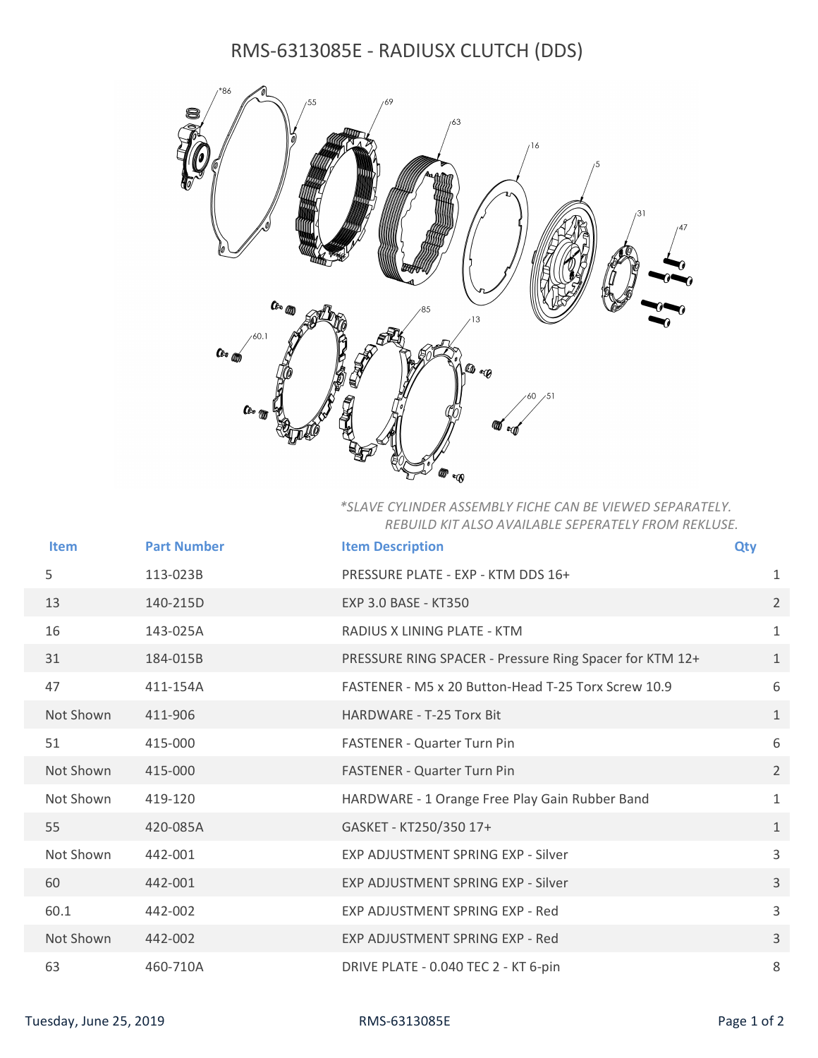# RMS-6313085E - RADIUSX CLUTCH (DDS)

*\*SLAVE CYLINDER ASSEMBLY FICHE CAN BE VIEWED SEPARATELY.
REBUILD KIT ALSO AVAILABLE SEPERATELY FROM REKLUSE.*

| Item | Part Number | Item Description | Qty |
|---|---|---|---|
| 5 | 113-023B | PRESSURE PLATE - EXP - KTM DDS 16+ | 1 |
| 13 | 140-215D | EXP 3.0 BASE - KT350 | 2 |
| 16 | 143-025A | RADIUS X LINING PLATE - KTM | 1 |
| 31 | 184-015B | PRESSURE RING SPACER - Pressure Ring Spacer for KTM 12+ | 1 |
| 47 | 411-154A | FASTENER - M5 x 20 Button-Head T-25 Torx Screw 10.9 | 6 |
| Not Shown | 411-906 | HARDWARE - T-25 Torx Bit | 1 |
| 51 | 415-000 | FASTENER - Quarter Turn Pin | 6 |
| Not Shown | 415-000 | FASTENER - Quarter Turn Pin | 2 |
| Not Shown | 419-120 | HARDWARE - 1 Orange Free Play Gain Rubber Band | 1 |
| 55 | 420-085A | GASKET - KT250/350 17+ | 1 |
| Not Shown | 442-001 | EXP ADJUSTMENT SPRING EXP - Silver | 3 |
| 60 | 442-001 | EXP ADJUSTMENT SPRING EXP - Silver | 3 |
| 60.1 | 442-002 | EXP ADJUSTMENT SPRING EXP - Red | 3 |
| Not Shown | 442-002 | EXP ADJUSTMENT SPRING EXP - Red | 3 |
| 63 | 460-710A | DRIVE PLATE - 0.040 TEC 2 - KT 6-pin | 8 |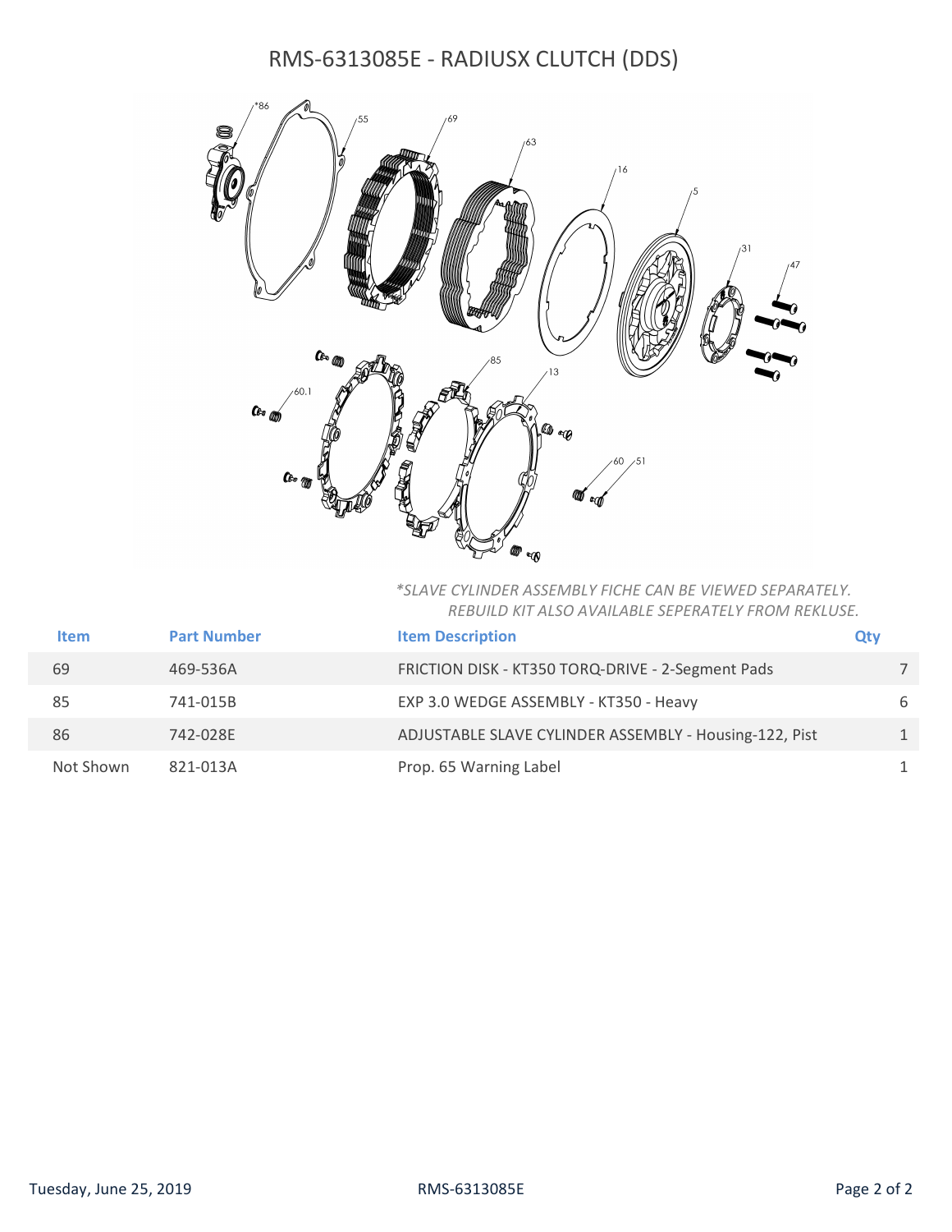# RMS-6313085E - RADIUSX CLUTCH (DDS)

*86
55
69
63
16
5
31
47
60.1
85
13
60
51

*\*SLAVE CYLINDER ASSEMBLY FICHE CAN BE VIEWED SEPARATELY.*
*REBUILD KIT ALSO AVAILABLE SEPERATELY FROM REKLUSE.*

| Item | Part Number | Item Description | Qty |
|---|---|---|---|
| 69 | 469-536A | FRICTION DISK - KT350 TORQ-DRIVE - 2-Segment Pads | 7 |
| 85 | 741-015B | EXP 3.0 WEDGE ASSEMBLY - KT350 - Heavy | 6 |
| 86 | 742-028E | ADJUSTABLE SLAVE CYLINDER ASSEMBLY - Housing-122, Pist | 1 |
| Not Shown | 821-013A | Prop. 65 Warning Label | 1 |

Tuesday, June 25, 2019 RMS-6313085E